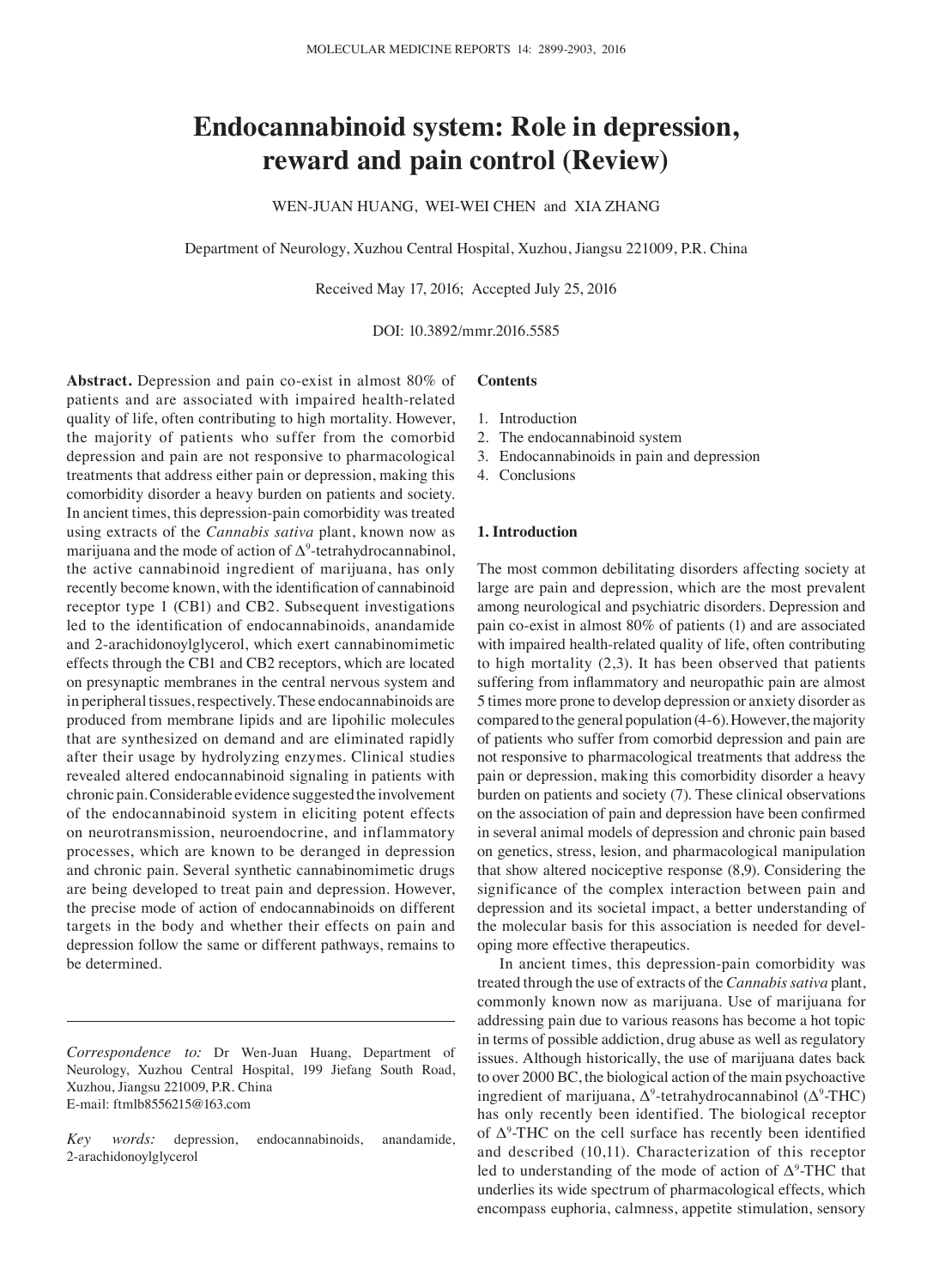# Endocannabinoid system: Role in depression, reward and pain control (Review)

WEN-JUAN HUANG, WEI-WEI CHEN and XIA ZHANG

Department of Neurology, Xuzhou Central Hospital, Xuzhou, Jiangsu 221009, P.R. China

Received May 17, 2016; Accepted July 25, 2016

DOI: 10.3892/mmr.2016.5585

**Abstract.** Depression and pain co-exist in almost 80% of patients and are associated with impaired health-related quality of life, often contributing to high mortality. However, the majority of patients who suffer from the comorbid depression and pain are not responsive to pharmacological treatments that address either pain or depression, making this comorbidity disorder a heavy burden on patients and society. In ancient times, this depression-pain comorbidity was treated using extracts of the *Cannabis sativa* plant, known now as marijuana and the mode of action of $\Delta^9$-tetrahydrocannabinol, the active cannabinoid ingredient of marijuana, has only recently become known, with the identification of cannabinoid receptor type 1 (CB1) and CB2. Subsequent investigations led to the identification of endocannabinoids, anandamide and 2-arachidonoylglycerol, which exert cannabinomimetic effects through the CB1 and CB2 receptors, which are located on presynaptic membranes in the central nervous system and in peripheral tissues, respectively. These endocannabinoids are produced from membrane lipids and are lipohilic molecules that are synthesized on demand and are eliminated rapidly after their usage by hydrolyzing enzymes. Clinical studies revealed altered endocannabinoid signaling in patients with chronic pain. Considerable evidence suggested the involvement of the endocannabinoid system in eliciting potent effects on neurotransmission, neuroendocrine, and inflammatory processes, which are known to be deranged in depression and chronic pain. Several synthetic cannabinomimetic drugs are being developed to treat pain and depression. However, the precise mode of action of endocannabinoids on different targets in the body and whether their effects on pain and depression follow the same or different pathways, remains to be determined.

*Correspondence to:* Dr Wen-Juan Huang, Department of Neurology, Xuzhou Central Hospital, 199 Jiefang South Road, Xuzhou, Jiangsu 221009, P.R. China
E-mail: ftmlb8556215@163.com

*Key words:* depression, endocannabinoids, anandamide, 2-arachidonoylglycerol

**Contents**

1. Introduction
2. The endocannabinoid system
3. Endocannabinoids in pain and depression
4. Conclusions

## 1. Introduction

The most common debilitating disorders affecting society at large are pain and depression, which are the most prevalent among neurological and psychiatric disorders. Depression and pain co-exist in almost 80% of patients (1) and are associated with impaired health-related quality of life, often contributing to high mortality (2,3). It has been observed that patients suffering from inflammatory and neuropathic pain are almost 5 times more prone to develop depression or anxiety disorder as compared to the general population (4-6). However, the majority of patients who suffer from comorbid depression and pain are not responsive to pharmacological treatments that address the pain or depression, making this comorbidity disorder a heavy burden on patients and society (7). These clinical observations on the association of pain and depression have been confirmed in several animal models of depression and chronic pain based on genetics, stress, lesion, and pharmacological manipulation that show altered nociceptive response (8,9). Considering the significance of the complex interaction between pain and depression and its societal impact, a better understanding of the molecular basis for this association is needed for developing more effective therapeutics.

In ancient times, this depression-pain comorbidity was treated through the use of extracts of the *Cannabis sativa* plant, commonly known now as marijuana. Use of marijuana for addressing pain due to various reasons has become a hot topic in terms of possible addiction, drug abuse as well as regulatory issues. Although historically, the use of marijuana dates back to over 2000 BC, the biological action of the main psychoactive ingredient of marijuana, $\Delta^9$-tetrahydrocannabinol ($\Delta^9$-THC) has only recently been identified. The biological receptor of $\Delta^9$-THC on the cell surface has recently been identified and described (10,11). Characterization of this receptor led to understanding of the mode of action of $\Delta^9$-THC that underlies its wide spectrum of pharmacological effects, which encompass euphoria, calmness, appetite stimulation, sensory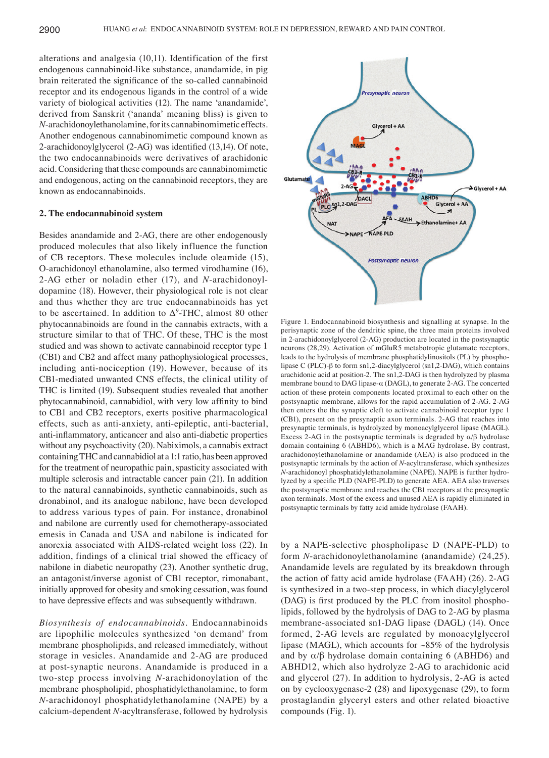alterations and analgesia (10,11). Identification of the first endogenous cannabinoid-like substance, anandamide, in pig brain reiterated the significance of the so-called cannabinoid receptor and its endogenous ligands in the control of a wide variety of biological activities (12). The name 'anandamide', derived from Sanskrit ('ananda' meaning bliss) is given to *N*-arachidonoylethanolamine, for its cannabinomimetic effects. Another endogenous cannabinomimetic compound known as 2-arachidonoylglycerol (2-AG) was identified (13,14). Of note, the two endocannabinoids were derivatives of arachidonic acid. Considering that these compounds are cannabinomimetic and endogenous, acting on the cannabinoid receptors, they are known as endocannabinoids.

## 2. The endocannabinoid system

Besides anandamide and 2-AG, there are other endogenously produced molecules that also likely influence the function of CB receptors. These molecules include oleamide (15), O-arachidonoyl ethanolamine, also termed virodhamine (16), 2-AG ether or noladin ether (17), and *N*-arachidonoyl-dopamine (18). However, their physiological role is not clear and thus whether they are true endocannabinoids has yet to be ascertained. In addition to $\Delta^9$-THC, almost 80 other phytocannabinoids are found in the cannabis extracts, with a structure similar to that of THC. Of these, THC is the most studied and was shown to activate cannabinoid receptor type 1 (CB1) and CB2 and affect many pathophysiological processes, including anti-nociception (19). However, because of its CB1-mediated unwanted CNS effects, the clinical utility of THC is limited (19). Subsequent studies revealed that another phytocannabinoid, cannabidiol, with very low affinity to bind to CB1 and CB2 receptors, exerts positive pharmacological effects, such as anti-anxiety, anti-epileptic, anti-bacterial, anti-inflammatory, anticancer and also anti-diabetic properties without any psychoactivity (20). Nabiximols, a cannabis extract containing THC and cannabidiol at a 1:1 ratio, has been approved for the treatment of neuropathic pain, spasticity associated with multiple sclerosis and intractable cancer pain (21). In addition to the natural cannabinoids, synthetic cannabinoids, such as dronabinol, and its analogue nabilone, have been developed to address various types of pain. For instance, dronabinol and nabilone are currently used for chemotherapy-associated emesis in Canada and USA and nabilone is indicated for anorexia associated with AIDS-related weight loss (22). In addition, findings of a clinical trial showed the efficacy of nabilone in diabetic neuropathy (23). Another synthetic drug, an antagonist/inverse agonist of CB1 receptor, rimonabant, initially approved for obesity and smoking cessation, was found to have depressive effects and was subsequently withdrawn.

*Biosynthesis of endocannabinoids.* Endocannabinoids are lipophilic molecules synthesized 'on demand' from membrane phospholipids, and released immediately, without storage in vesicles. Anandamide and 2-AG are produced at post-synaptic neurons. Anandamide is produced in a two-step process involving *N*-arachidonoylation of the membrane phospholipid, phosphatidylethanolamine, to form *N*-arachidonoyl phosphatidylethanolamine (NAPE) by a calcium-dependent *N*-acyltransferase, followed by hydrolysis by a NAPE-selective phospholipase D (NAPE-PLD) to form *N*-arachidonoylethanolamine (anandamide) (24,25). Anandamide levels are regulated by its breakdown through the action of fatty acid amide hydrolase (FAAH) (26). 2-AG is synthesized in a two-step process, in which diacylglycerol (DAG) is first produced by the PLC from inositol phospholipids, followed by the hydrolysis of DAG to 2-AG by plasma membrane-associated sn1-DAG lipase (DAGL) (14). Once formed, 2-AG levels are regulated by monoacylglycerol lipase (MAGL), which accounts for ~85% of the hydrolysis and by α/β hydrolase domain containing 6 (ABHD6) and ABHD12, which also hydrolyze 2-AG to arachidonic acid and glycerol (27). In addition to hydrolysis, 2-AG is acted on by cyclooxygenase-2 (28) and lipoxygenase (29), to form prostaglandin glyceryl esters and other related bioactive compounds (Fig. 1).

Figure 1. Endocannabinoid biosynthesis and signalling at synapse. In the perisynaptic zone of the dendritic spine, the three main proteins involved in 2-arachidonoylglycerol (2-AG) production are located in the postsynaptic neurons (28,29). Activation of mGluR5 metabotropic glutamate receptors, leads to the hydrolysis of membrane phosphatidylinositols (PL) by phospholipase C (PLC)-β to form sn1,2-diacylglycerol (sn1,2-DAG), which contains arachidonic acid at position-2. The sn1,2-DAG is then hydrolyzed by plasma membrane bound to DAG lipase-α (DAGL), to generate 2-AG. The concerted action of these protein components located proximal to each other on the postsynaptic membrane, allows for the rapid accumulation of 2-AG. 2-AG then enters the the synaptic cleft to activate cannabinoid receptor type 1 (CB1), present on the presynaptic axon terminals. 2-AG that reaches into presynaptic terminals, is hydrolyzed by monoacylglycerol lipase (MAGL). Excess 2-AG in the postsynaptic terminals is degraded by α/β hydrolase domain containing 6 (ABHD6), which is a MAG hydrolase. By contrast, arachidonoylethanolamine or anandamide (AEA) is also produced in the postsynaptic terminals by the action of *N*-acyltransferase, which synthesizes *N*-arachidonoyl phosphatidylethanolamine (NAPE). NAPE is further hydrolyzed by a specific PLD (NAPE-PLD) to generate AEA. AEA also traverses the postsynaptic membrane and reaches the CB1 receptors at the presynaptic axon terminals. Most of the excess and unused AEA is rapidly eliminated in postsynaptic terminals by fatty acid amide hydrolase (FAAH).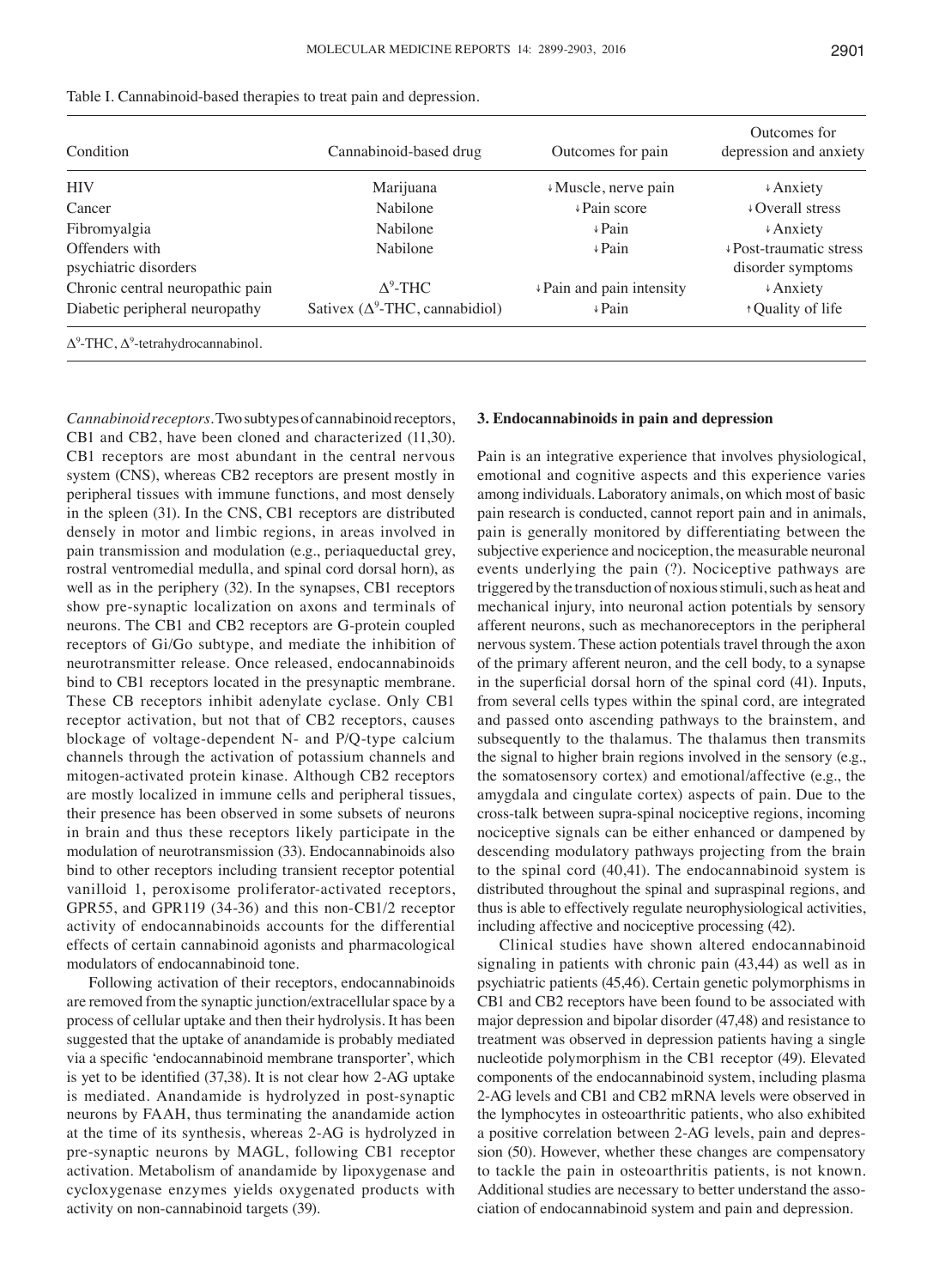Table I. Cannabinoid-based therapies to treat pain and depression.

| Condition | Cannabinoid-based drug | Outcomes for pain | Outcomes for depression and anxiety |
|---|---|---|---|
| HIV | Marijuana | ↓Muscle, nerve pain | ↓Anxiety |
| Cancer | Nabilone | ↓Pain score | ↓Overall stress |
| Fibromyalgia | Nabilone | ↓Pain | ↓Anxiety |
| Offenders with psychiatric disorders | Nabilone | ↓Pain | ↓Post-traumatic stress disorder symptoms |
| Chronic central neuropathic pain | $\Delta^9$-THC | ↓Pain and pain intensity | ↓Anxiety |
| Diabetic peripheral neuropathy | Sativex ($\Delta^9$-THC, cannabidiol) | ↓Pain | ↑Quality of life |

$\Delta^9$-THC, $\Delta^9$-tetrahydrocannabinol.

*Cannabinoid receptors.* Two subtypes of cannabinoid receptors, CB1 and CB2, have been cloned and characterized (11,30). CB1 receptors are most abundant in the central nervous system (CNS), whereas CB2 receptors are present mostly in peripheral tissues with immune functions, and most densely in the spleen (31). In the CNS, CB1 receptors are distributed densely in motor and limbic regions, in areas involved in pain transmission and modulation (e.g., periaqueductal grey, rostral ventromedial medulla, and spinal cord dorsal horn), as well as in the periphery (32). In the synapses, CB1 receptors show pre-synaptic localization on axons and terminals of neurons. The CB1 and CB2 receptors are G-protein coupled receptors of Gi/Go subtype, and mediate the inhibition of neurotransmitter release. Once released, endocannabinoids bind to CB1 receptors located in the presynaptic membrane. These CB receptors inhibit adenylate cyclase. Only CB1 receptor activation, but not that of CB2 receptors, causes blockage of voltage-dependent N- and P/Q-type calcium channels through the activation of potassium channels and mitogen-activated protein kinase. Although CB2 receptors are mostly localized in immune cells and peripheral tissues, their presence has been observed in some subsets of neurons in brain and thus these receptors likely participate in the modulation of neurotransmission (33). Endocannabinoids also bind to other receptors including transient receptor potential vanilloid 1, peroxisome proliferator-activated receptors, GPR55, and GPR119 (34-36) and this non-CB1/2 receptor activity of endocannabinoids accounts for the differential effects of certain cannabinoid agonists and pharmacological modulators of endocannabinoid tone.

Following activation of their receptors, endocannabinoids are removed from the synaptic junction/extracellular space by a process of cellular uptake and then their hydrolysis. It has been suggested that the uptake of anandamide is probably mediated via a specific 'endocannabinoid membrane transporter', which is yet to be identified (37,38). It is not clear how 2-AG uptake is mediated. Anandamide is hydrolyzed in post-synaptic neurons by FAAH, thus terminating the anandamide action at the time of its synthesis, whereas 2-AG is hydrolyzed in pre-synaptic neurons by MAGL, following CB1 receptor activation. Metabolism of anandamide by lipoxygenase and cycloxygenase enzymes yields oxygenated products with activity on non-cannabinoid targets (39).

## 3. Endocannabinoids in pain and depression

Pain is an integrative experience that involves physiological, emotional and cognitive aspects and this experience varies among individuals. Laboratory animals, on which most of basic pain research is conducted, cannot report pain and in animals, pain is generally monitored by differentiating between the subjective experience and nociception, the measurable neuronal events underlying the pain (?). Nociceptive pathways are triggered by the transduction of noxious stimuli, such as heat and mechanical injury, into neuronal action potentials by sensory afferent neurons, such as mechanoreceptors in the peripheral nervous system. These action potentials travel through the axon of the primary afferent neuron, and the cell body, to a synapse in the superficial dorsal horn of the spinal cord (41). Inputs, from several cells types within the spinal cord, are integrated and passed onto ascending pathways to the brainstem, and subsequently to the thalamus. The thalamus then transmits the signal to higher brain regions involved in the sensory (e.g., the somatosensory cortex) and emotional/affective (e.g., the amygdala and cingulate cortex) aspects of pain. Due to the cross-talk between supra-spinal nociceptive regions, incoming nociceptive signals can be either enhanced or dampened by descending modulatory pathways projecting from the brain to the spinal cord (40,41). The endocannabinoid system is distributed throughout the spinal and supraspinal regions, and thus is able to effectively regulate neurophysiological activities, including affective and nociceptive processing (42).

Clinical studies have shown altered endocannabinoid signaling in patients with chronic pain (43,44) as well as in psychiatric patients (45,46). Certain genetic polymorphisms in CB1 and CB2 receptors have been found to be associated with major depression and bipolar disorder (47,48) and resistance to treatment was observed in depression patients having a single nucleotide polymorphism in the CB1 receptor (49). Elevated components of the endocannabinoid system, including plasma 2-AG levels and CB1 and CB2 mRNA levels were observed in the lymphocytes in osteoarthritic patients, who also exhibited a positive correlation between 2-AG levels, pain and depression (50). However, whether these changes are compensatory to tackle the pain in osteoarthritis patients, is not known. Additional studies are necessary to better understand the association of endocannabinoid system and pain and depression.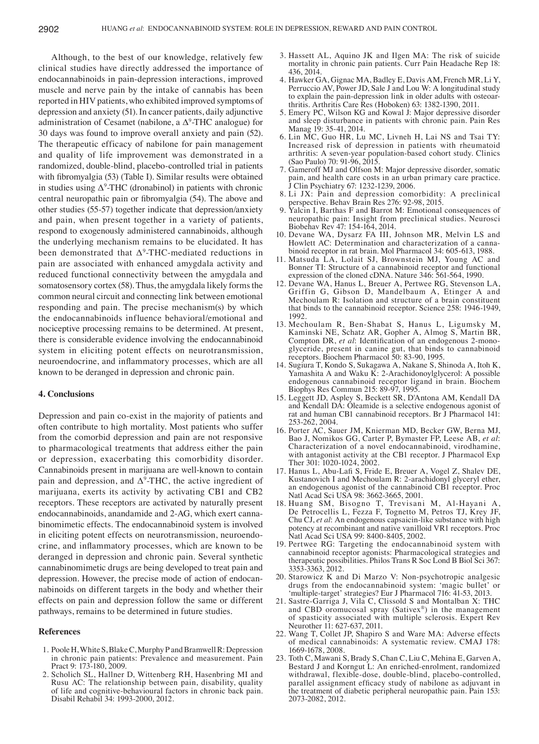Although, to the best of our knowledge, relatively few clinical studies have directly addressed the importance of endocannabinoids in pain-depression interactions, improved muscle and nerve pain by the intake of cannabis has been reported in HIV patients, who exhibited improved symptoms of depression and anxiety (51). In cancer patients, daily adjunctive administration of Cesamet (nabilone, a $\Delta^9$-THC analogue) for 30 days was found to improve overall anxiety and pain (52). The therapeutic efficacy of nabilone for pain management and quality of life improvement was demonstrated in a randomized, double-blind, placebo-controlled trial in patients with fibromyalgia (53) (Table I). Similar results were obtained in studies using $\Delta^9$-THC (dronabinol) in patients with chronic central neuropathic pain or fibromyalgia (54). The above and other studies (55-57) together indicate that depression/anxiety and pain, when present together in a variety of patients, respond to exogenously administered cannabinoids, although the underlying mechanism remains to be elucidated. It has been demonstrated that $\Delta^9$-THC-mediated reductions in pain are associated with enhanced amygdala activity and reduced functional connectivity between the amygdala and somatosensory cortex (58). Thus, the amygdala likely forms the common neural circuit and connecting link between emotional responding and pain. The precise mechanism(s) by which the endocannabinoids influence behavioral/emotional and nociceptive processing remains to be determined. At present, there is considerable evidence involving the endocannabinoid system in eliciting potent effects on neurotransmission, neuroendocrine, and inflammatory processes, which are all known to be deranged in depression and chronic pain.

## 4. Conclusions

Depression and pain co-exist in the majority of patients and often contribute to high mortality. Most patients who suffer from the comorbid depression and pain are not responsive to pharmacological treatments that address either the pain or depression, exacerbating this comorbidity disorder. Cannabinoids present in marijuana are well-known to contain pain and depression, and $\Delta^9$-THC, the active ingredient of marijuana, exerts its activity by activating CB1 and CB2 receptors. These receptors are activated by naturally present endocannabinoids, anandamide and 2-AG, which exert cannabinomimetic effects. The endocannabinoid system is involved in eliciting potent effects on neurotransmission, neuroendocrine, and inflammatory processes, which are known to be deranged in depression and chronic pain. Several synthetic cannabinomimetic drugs are being developed to treat pain and depression. However, the precise mode of action of endocannabinoids on different targets in the body and whether their effects on pain and depression follow the same or different pathways, remains to be determined in future studies.

## References

1. Poole H, White S, Blake C, Murphy P and Bramwell R: Depression in chronic pain patients: Prevalence and measurement. Pain Pract 9: 173-180, 2009.
2. Scholich SL, Hallner D, Wittenberg RH, Hasenbring MI and Rusu AC: The relationship between pain, disability, quality of life and cognitive-behavioural factors in chronic back pain. Disabil Rehabil 34: 1993-2000, 2012.
3. Hassett AL, Aquino JK and Ilgen MA: The risk of suicide mortality in chronic pain patients. Curr Pain Headache Rep 18: 436, 2014.
4. Hawker GA, Gignac MA, Badley E, Davis AM, French MR, Li Y, Perruccio AV, Power JD, Sale J and Lou W: A longitudinal study to explain the pain-depression link in older adults with osteoarthritis. Arthritis Care Res (Hoboken) 63: 1382-1390, 2011.
5. Emery PC, Wilson KG and Kowal J: Major depressive disorder and sleep disturbance in patients with chronic pain. Pain Res Manag 19: 35-41, 2014.
6. Lin MC, Guo HR, Lu MC, Livneh H, Lai NS and Tsai TY: Increased risk of depression in patients with rheumatoid arthritis: A seven-year population-based cohort study. Clinics (Sao Paulo) 70: 91-96, 2015.
7. Gameroff MJ and Olfson M: Major depressive disorder, somatic pain, and health care costs in an urban primary care practice. J Clin Psychiatry 67: 1232-1239, 2006.
8. Li JX: Pain and depression comorbidity: A preclinical perspective. Behav Brain Res 276: 92-98, 2015.
9. Yalcin I, Barthas F and Barrot M: Emotional consequences of neuropathic pain: Insight from preclinical studies. Neurosci Biobehav Rev 47: 154-164, 2014.
10. Devane WA, Dysarz FA III, Johnson MR, Melvin LS and Howlett AC: Determination and characterization of a cannabinoid receptor in rat brain. Mol Pharmacol 34: 605-613, 1988.
11. Matsuda LA, Lolait SJ, Brownstein MJ, Young AC and Bonner TI: Structure of a cannabinoid receptor and functional expression of the cloned cDNA. Nature 346: 561-564, 1990.
12. Devane WA, Hanus L, Breuer A, Pertwee RG, Stevenson LA, Griffin G, Gibson D, Mandelbaum A, Etinger A and Mechoulam R: Isolation and structure of a brain constituent that binds to the cannabinoid receptor. Science 258: 1946-1949, 1992.
13. Mechoulam R, Ben-Shabat S, Hanus L, Ligumsky M, Kaminski NE, Schatz AR, Gopher A, Almog S, Martin BR, Compton DR, *et al*: Identification of an endogenous 2-monoglyceride, present in canine gut, that binds to cannabinoid receptors. Biochem Pharmacol 50: 83-90, 1995.
14. Sugiura T, Kondo S, Sukagawa A, Nakane S, Shinoda A, Itoh K, Yamashita A and Waku K: 2-Arachidonoylglycerol: A possible endogenous cannabinoid receptor ligand in brain. Biochem Biophys Res Commun 215: 89-97, 1995.
15. Leggett JD, Aspley S, Beckett SR, D'Antona AM, Kendall DA and Kendall DA: Oleamide is a selective endogenous agonist of rat and human CB1 cannabinoid receptors. Br J Pharmacol 141: 253-262, 2004.
16. Porter AC, Sauer JM, Knierman MD, Becker GW, Berna MJ, Bao J, Nomikos GG, Carter P, Bymaster FP, Leese AB, *et al*: Characterization of a novel endocannabinoid, virodhamine, with antagonist activity at the CB1 receptor. J Pharmacol Exp Ther 301: 1020-1024, 2002.
17. Hanus L, Abu-Lafi S, Fride E, Breuer A, Vogel Z, Shalev DE, Kustanovich I and Mechoulam R: 2-arachidonyl glyceryl ether, an endogenous agonist of the cannabinoid CB1 receptor. Proc Natl Acad Sci USA 98: 3662-3665, 2001.
18. Huang SM, Bisogno T, Trevisani M, Al-Hayani A, De Petrocellis L, Fezza F, Tognetto M, Petros TJ, Krey JF, Chu CJ, *et al*: An endogenous capsaicin-like substance with high potency at recombinant and native vanilloid VR1 receptors. Proc Natl Acad Sci USA 99: 8400-8405, 2002.
19. Pertwee RG: Targeting the endocannabinoid system with cannabinoid receptor agonists: Pharmacological strategies and therapeutic possibilities. Philos Trans R Soc Lond B Biol Sci 367: 3353-3363, 2012.
20. Starowicz K and Di Marzo V: Non-psychotropic analgesic drugs from the endocannabinoid system: 'magic bullet' or 'multiple-target' strategies? Eur J Pharmacol 716: 41-53, 2013.
21. Sastre-Garriga J, Vila C, Clissold S and Montalban X: THC and CBD oromucosal spray (Sativex®) in the management of spasticity associated with multiple sclerosis. Expert Rev Neurother 11: 627-637, 2011.
22. Wang T, Collet JP, Shapiro S and Ware MA: Adverse effects of medical cannabinoids: A systematic review. CMAJ 178: 1669-1678, 2008.
23. Toth C, Mawani S, Brady S, Chan C, Liu C, Mehina E, Garven A, Bestard J and Korngut L: An enriched-enrolment, randomized withdrawal, flexible-dose, double-blind, placebo-controlled, parallel assignment efficacy study of nabilone as adjuvant in the treatment of diabetic peripheral neuropathic pain. Pain 153: 2073-2082, 2012.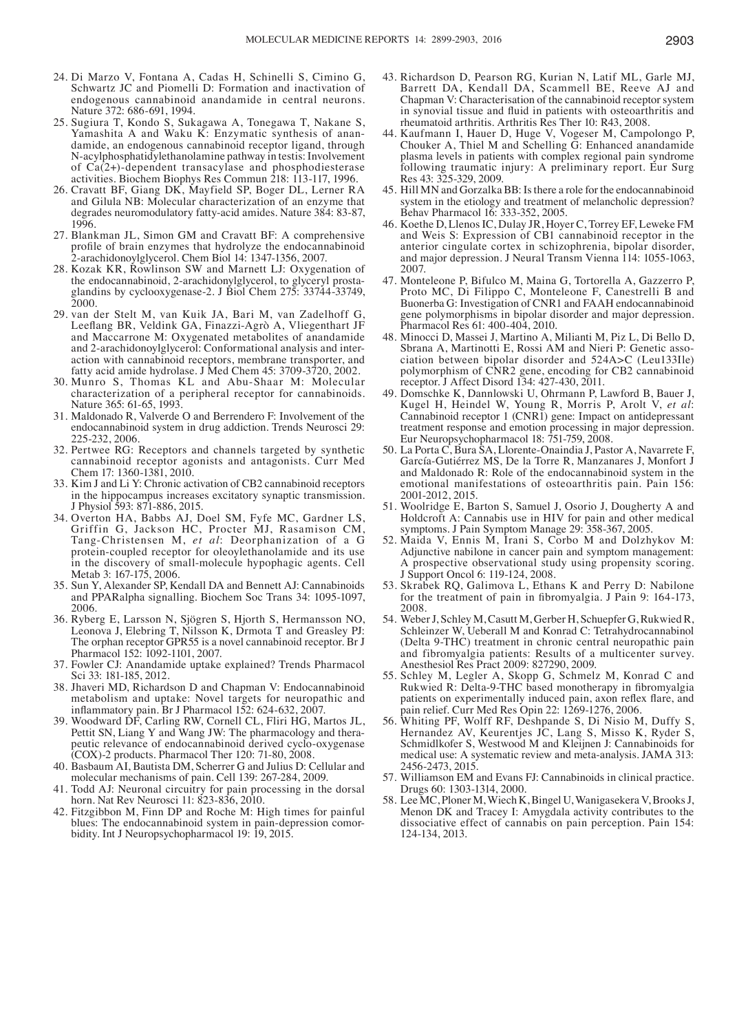24. Di Marzo V, Fontana A, Cadas H, Schinelli S, Cimino G, Schwartz JC and Piomelli D: Formation and inactivation of endogenous cannabinoid anandamide in central neurons. Nature 372: 686-691, 1994.
25. Sugiura T, Kondo S, Sukagawa A, Tonegawa T, Nakane S, Yamashita A and Waku K: Enzymatic synthesis of anandamide, an endogenous cannabinoid receptor ligand, through N-acylphosphatidylethanolamine pathway in testis: Involvement of Ca(2+)-dependent transacylase and phosphodiesterase activities. Biochem Biophys Res Commun 218: 113-117, 1996.
26. Cravatt BF, Giang DK, Mayfield SP, Boger DL, Lerner RA and Gilula NB: Molecular characterization of an enzyme that degrades neuromodulatory fatty-acid amides. Nature 384: 83-87, 1996.
27. Blankman JL, Simon GM and Cravatt BF: A comprehensive profile of brain enzymes that hydrolyze the endocannabinoid 2-arachidonoylglycerol. Chem Biol 14: 1347-1356, 2007.
28. Kozak KR, Rowlinson SW and Marnett LJ: Oxygenation of the endocannabinoid, 2-arachidonylglycerol, to glyceryl prostaglandins by cyclooxygenase-2. J Biol Chem 275: 33744-33749, 2000.
29. van der Stelt M, van Kuik JA, Bari M, van Zadelhoff G, Leeflang BR, Veldink GA, Finazzi-Agrò A, Vliegenthart JF and Maccarrone M: Oxygenated metabolites of anandamide and 2-arachidonoylglycerol: Conformational analysis and interaction with cannabinoid receptors, membrane transporter, and fatty acid amide hydrolase. J Med Chem 45: 3709-3720, 2002.
30. Munro S, Thomas KL and Abu-Shaar M: Molecular characterization of a peripheral receptor for cannabinoids. Nature 365: 61-65, 1993.
31. Maldonado R, Valverde O and Berrendero F: Involvement of the endocannabinoid system in drug addiction. Trends Neurosci 29: 225-232, 2006.
32. Pertwee RG: Receptors and channels targeted by synthetic cannabinoid receptor agonists and antagonists. Curr Med Chem 17: 1360-1381, 2010.
33. Kim J and Li Y: Chronic activation of CB2 cannabinoid receptors in the hippocampus increases excitatory synaptic transmission. J Physiol 593: 871-886, 2015.
34. Overton HA, Babbs AJ, Doel SM, Fyfe MC, Gardner LS, Griffin G, Jackson HC, Procter MJ, Rasamison CM, Tang-Christensen M, *et al*: Deorphanization of a G protein-coupled receptor for oleoylethanolamide and its use in the discovery of small-molecule hypophagic agents. Cell Metab 3: 167-175, 2006.
35. Sun Y, Alexander SP, Kendall DA and Bennett AJ: Cannabinoids and PPARalpha signalling. Biochem Soc Trans 34: 1095-1097, 2006.
36. Ryberg E, Larsson N, Sjögren S, Hjorth S, Hermansson NO, Leonova J, Elebring T, Nilsson K, Drmota T and Greasley PJ: The orphan receptor GPR55 is a novel cannabinoid receptor. Br J Pharmacol 152: 1092-1101, 2007.
37. Fowler CJ: Anandamide uptake explained? Trends Pharmacol Sci 33: 181-185, 2012.
38. Jhaveri MD, Richardson D and Chapman V: Endocannabinoid metabolism and uptake: Novel targets for neuropathic and inflammatory pain. Br J Pharmacol 152: 624-632, 2007.
39. Woodward DF, Carling RW, Cornell CL, Fliri HG, Martos JL, Pettit SN, Liang Y and Wang JW: The pharmacology and therapeutic relevance of endocannabinoid derived cyclo-oxygenase (COX)-2 products. Pharmacol Ther 120: 71-80, 2008.
40. Basbaum AI, Bautista DM, Scherrer G and Julius D: Cellular and molecular mechanisms of pain. Cell 139: 267-284, 2009.
41. Todd AJ: Neuronal circuitry for pain processing in the dorsal horn. Nat Rev Neurosci 11: 823-836, 2010.
42. Fitzgibbon M, Finn DP and Roche M: High times for painful blues: The endocannabinoid system in pain-depression comorbidity. Int J Neuropsychopharmacol 19: 19, 2015.
43. Richardson D, Pearson RG, Kurian N, Latif ML, Garle MJ, Barrett DA, Kendall DA, Scammell BE, Reeve AJ and Chapman V: Characterisation of the cannabinoid receptor system in synovial tissue and fluid in patients with osteoarthritis and rheumatoid arthritis. Arthritis Res Ther 10: R43, 2008.
44. Kaufmann I, Hauer D, Huge V, Vogeser M, Campolongo P, Chouker A, Thiel M and Schelling G: Enhanced anandamide plasma levels in patients with complex regional pain syndrome following traumatic injury: A preliminary report. Eur Surg Res 43: 325-329, 2009.
45. Hill MN and Gorzalka BB: Is there a role for the endocannabinoid system in the etiology and treatment of melancholic depression? Behav Pharmacol 16: 333-352, 2005.
46. Koethe D, Llenos IC, Dulay JR, Hoyer C, Torrey EF, Leweke FM and Weis S: Expression of CB1 cannabinoid receptor in the anterior cingulate cortex in schizophrenia, bipolar disorder, and major depression. J Neural Transm Vienna 114: 1055-1063, 2007.
47. Monteleone P, Bifulco M, Maina G, Tortorella A, Gazzerro P, Proto MC, Di Filippo C, Monteleone F, Canestrelli B and Buonerba G: Investigation of CNR1 and FAAH endocannabinoid gene polymorphisms in bipolar disorder and major depression. Pharmacol Res 61: 400-404, 2010.
48. Minocci D, Massei J, Martino A, Milianti M, Piz L, Di Bello D, Sbrana A, Martinotti E, Rossi AM and Nieri P: Genetic association between bipolar disorder and 524A>C (Leu133Ile) polymorphism of CNR2 gene, encoding for CB2 cannabinoid receptor. J Affect Disord 134: 427-430, 2011.
49. Domschke K, Dannlowski U, Ohrmann P, Lawford B, Bauer J, Kugel H, Heindel W, Young R, Morris P, Arolt V, *et al*: Cannabinoid receptor 1 (CNR1) gene: Impact on antidepressant treatment response and emotion processing in major depression. Eur Neuropsychopharmacol 18: 751-759, 2008.
50. La Porta C, Bura SA, Llorente-Onaindia J, Pastor A, Navarrete F, García-Gutiérrez MS, De la Torre R, Manzanares J, Monfort J and Maldonado R: Role of the endocannabinoid system in the emotional manifestations of osteoarthritis pain. Pain 156: 2001-2012, 2015.
51. Woolridge E, Barton S, Samuel J, Osorio J, Dougherty A and Holdcroft A: Cannabis use in HIV for pain and other medical symptoms. J Pain Symptom Manage 29: 358-367, 2005.
52. Maida V, Ennis M, Irani S, Corbo M and Dolzhykov M: Adjunctive nabilone in cancer pain and symptom management: A prospective observational study using propensity scoring. J Support Oncol 6: 119-124, 2008.
53. Skrabek RQ, Galimova L, Ethans K and Perry D: Nabilone for the treatment of pain in fibromyalgia. J Pain 9: 164-173, 2008.
54. Weber J, Schley M, Casutt M, Gerber H, Schuepfer G, Rukwied R, Schleinzer W, Ueberall M and Konrad C: Tetrahydrocannabinol (Delta 9-THC) treatment in chronic central neuropathic pain and fibromyalgia patients: Results of a multicenter survey. Anesthesiol Res Pract 2009: 827290, 2009.
55. Schley M, Legler A, Skopp G, Schmelz M, Konrad C and Rukwied R: Delta-9-THC based monotherapy in fibromyalgia patients on experimentally induced pain, axon reflex flare, and pain relief. Curr Med Res Opin 22: 1269-1276, 2006.
56. Whiting PF, Wolff RF, Deshpande S, Di Nisio M, Duffy S, Hernandez AV, Keurentjes JC, Lang S, Misso K, Ryder S, Schmidlkofer S, Westwood M and Kleijnen J: Cannabinoids for medical use: A systematic review and meta-analysis. JAMA 313: 2456-2473, 2015.
57. Williamson EM and Evans FJ: Cannabinoids in clinical practice. Drugs 60: 1303-1314, 2000.
58. Lee MC, Ploner M, Wiech K, Bingel U, Wanigasekera V, Brooks J, Menon DK and Tracey I: Amygdala activity contributes to the dissociative effect of cannabis on pain perception. Pain 154: 124-134, 2013.